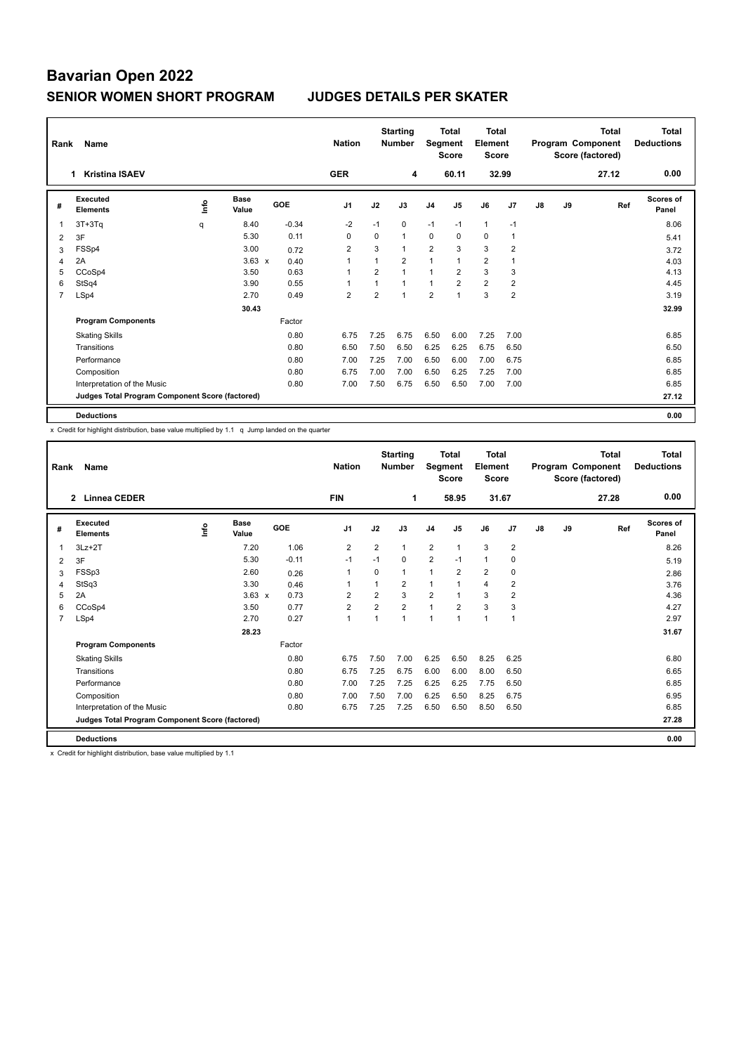# Bavarian Open 2022

## SENIOR WOMEN SHORT PROGRAM JUDGES DETAILS PER SKATER

| Rank | Name | Nation | Starting Number | Total Segment Score | Total Element Score | Total Program Component Score (factored) | Total Deductions |
|---|---|---|---|---|---|---|---|
| 1 | Kristina ISAEV | GER | 4 | 60.11 | 32.99 | 27.12 | 0.00 |

| # | Executed Elements | Info | Base Value | | GOE | J1 | J2 | J3 | J4 | J5 | J6 | J7 | J8 | J9 | Ref | Scores of Panel |
|---|---|---|---|---|---|---|---|---|---|---|---|---|---|---|---|---|
| 1 | 3T+3Tq | q | 8.40 | | -0.34 | -2 | -1 | 0 | -1 | -1 | 1 | -1 | | | | 8.06 |
| 2 | 3F | | 5.30 | | 0.11 | 0 | 0 | 1 | 0 | 0 | 0 | 1 | | | | 5.41 |
| 3 | FSSp4 | | 3.00 | | 0.72 | 2 | 3 | 1 | 2 | 3 | 3 | 2 | | | | 3.72 |
| 4 | 2A | | 3.63 | x | 0.40 | 1 | 1 | 2 | 1 | 1 | 2 | 1 | | | | 4.03 |
| 5 | CCoSp4 | | 3.50 | | 0.63 | 1 | 2 | 1 | 1 | 2 | 3 | 3 | | | | 4.13 |
| 6 | StSq4 | | 3.90 | | 0.55 | 1 | 1 | 1 | 1 | 2 | 2 | 2 | | | | 4.45 |
| 7 | LSp4 | | 2.70 | | 0.49 | 2 | 2 | 1 | 2 | 1 | 3 | 2 | | | | 3.19 |
| | | | 30.43 | | | | | | | | | | | | | 32.99 |
| | **Program Components** | | | | Factor | | | | | | | | | | | |
| | Skating Skills | | | | 0.80 | 6.75 | 7.25 | 6.75 | 6.50 | 6.00 | 7.25 | 7.00 | | | | 6.85 |
| | Transitions | | | | 0.80 | 6.50 | 7.50 | 6.50 | 6.25 | 6.25 | 6.75 | 6.50 | | | | 6.50 |
| | Performance | | | | 0.80 | 7.00 | 7.25 | 7.00 | 6.50 | 6.00 | 7.00 | 6.75 | | | | 6.85 |
| | Composition | | | | 0.80 | 6.75 | 7.00 | 7.00 | 6.50 | 6.25 | 7.25 | 7.00 | | | | 6.85 |
| | Interpretation of the Music | | | | 0.80 | 7.00 | 7.50 | 6.75 | 6.50 | 6.50 | 7.00 | 7.00 | | | | 6.85 |
| | **Judges Total Program Component Score (factored)** | | | | | | | | | | | | | | | 27.12 |
| | **Deductions** | | | | | | | | | | | | | | | 0.00 |

x Credit for highlight distribution, base value multiplied by 1.1 q Jump landed on the quarter

| Rank | Name | Nation | Starting Number | Total Segment Score | Total Element Score | Total Program Component Score (factored) | Total Deductions |
|---|---|---|---|---|---|---|---|
| 2 | Linnea CEDER | FIN | 1 | 58.95 | 31.67 | 27.28 | 0.00 |

| # | Executed Elements | Info | Base Value | | GOE | J1 | J2 | J3 | J4 | J5 | J6 | J7 | J8 | J9 | Ref | Scores of Panel |
|---|---|---|---|---|---|---|---|---|---|---|---|---|---|---|---|---|
| 1 | 3Lz+2T | | 7.20 | | 1.06 | 2 | 2 | 1 | 2 | 1 | 3 | 2 | | | | 8.26 |
| 2 | 3F | | 5.30 | | -0.11 | -1 | -1 | 0 | 2 | -1 | 1 | 0 | | | | 5.19 |
| 3 | FSSp3 | | 2.60 | | 0.26 | 1 | 0 | 1 | 1 | 2 | 2 | 0 | | | | 2.86 |
| 4 | StSq3 | | 3.30 | | 0.46 | 1 | 1 | 2 | 1 | 1 | 4 | 2 | | | | 3.76 |
| 5 | 2A | | 3.63 | x | 0.73 | 2 | 2 | 3 | 2 | 1 | 3 | 2 | | | | 4.36 |
| 6 | CCoSp4 | | 3.50 | | 0.77 | 2 | 2 | 2 | 1 | 2 | 3 | 3 | | | | 4.27 |
| 7 | LSp4 | | 2.70 | | 0.27 | 1 | 1 | 1 | 1 | 1 | 1 | 1 | | | | 2.97 |
| | | | 28.23 | | | | | | | | | | | | | 31.67 |
| | **Program Components** | | | | Factor | | | | | | | | | | | |
| | Skating Skills | | | | 0.80 | 6.75 | 7.50 | 7.00 | 6.25 | 6.50 | 8.25 | 6.25 | | | | 6.80 |
| | Transitions | | | | 0.80 | 6.75 | 7.25 | 6.75 | 6.00 | 6.00 | 8.00 | 6.50 | | | | 6.65 |
| | Performance | | | | 0.80 | 7.00 | 7.25 | 7.25 | 6.25 | 6.25 | 7.75 | 6.50 | | | | 6.85 |
| | Composition | | | | 0.80 | 7.00 | 7.50 | 7.00 | 6.25 | 6.50 | 8.25 | 6.75 | | | | 6.95 |
| | Interpretation of the Music | | | | 0.80 | 6.75 | 7.25 | 7.25 | 6.50 | 6.50 | 8.50 | 6.50 | | | | 6.85 |
| | **Judges Total Program Component Score (factored)** | | | | | | | | | | | | | | | 27.28 |
| | **Deductions** | | | | | | | | | | | | | | | 0.00 |

x Credit for highlight distribution, base value multiplied by 1.1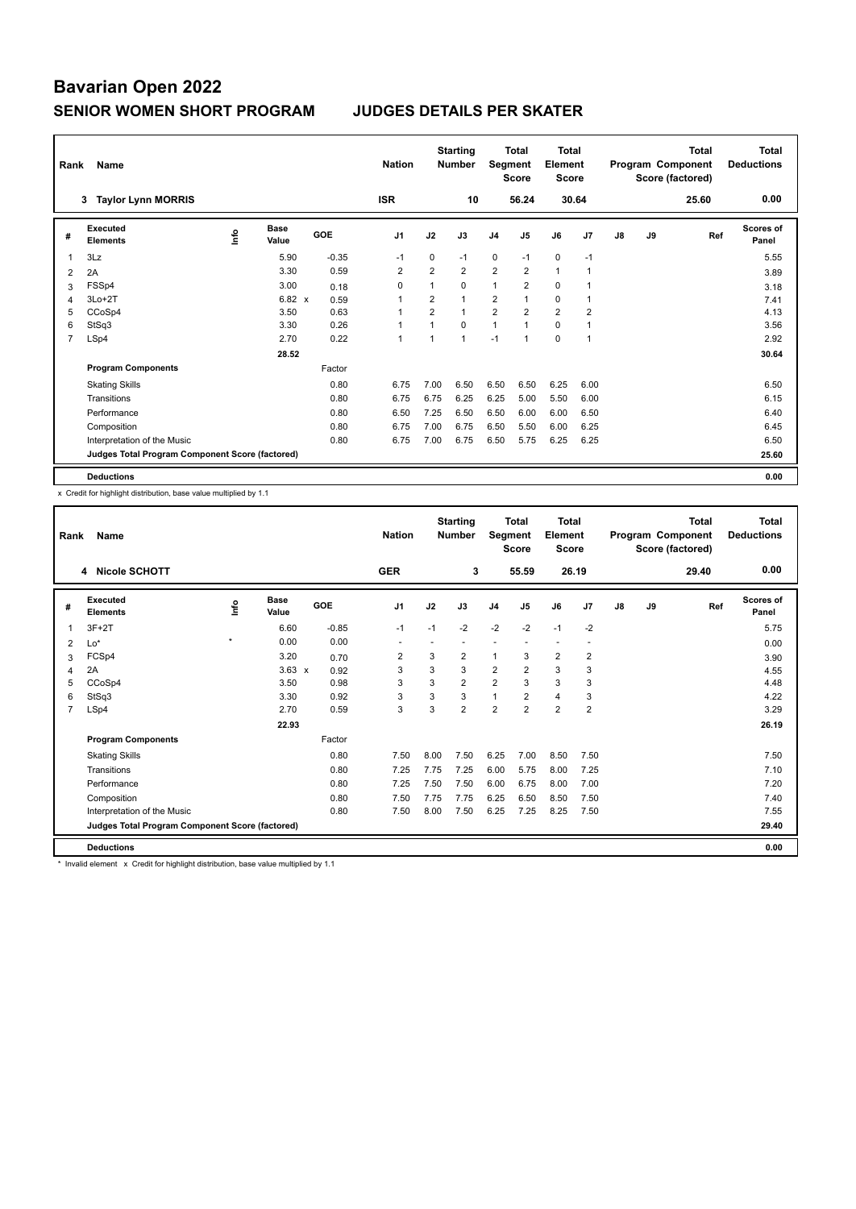# Bavarian Open 2022

## SENIOR WOMEN SHORT PROGRAM JUDGES DETAILS PER SKATER

| Rank | Name | Nation | Starting Number | Total Segment Score | Total Element Score | Total Program Component Score (factored) | Total Deductions |
|---|---|---|---|---|---|---|---|
| 3 | Taylor Lynn MORRIS | ISR | 10 | 56.24 | 30.64 | 25.60 | 0.00 |

| # | Executed Elements | Info | Base Value | GOE | J1 | J2 | J3 | J4 | J5 | J6 | J7 | J8 | J9 | Ref | Scores of Panel |
|---|---|---|---|---|---|---|---|---|---|---|---|---|---|---|---|
| 1 | 3Lz | | 5.90 | -0.35 | -1 | 0 | -1 | 0 | -1 | 0 | -1 | | | | 5.55 |
| 2 | 2A | | 3.30 | 0.59 | 2 | 2 | 2 | 2 | 2 | 1 | 1 | | | | 3.89 |
| 3 | FSSp4 | | 3.00 | 0.18 | 0 | 1 | 0 | 1 | 2 | 0 | 1 | | | | 3.18 |
| 4 | 3Lo+2T | | 6.82 x | 0.59 | 1 | 2 | 1 | 2 | 1 | 0 | 1 | | | | 7.41 |
| 5 | CCoSp4 | | 3.50 | 0.63 | 1 | 2 | 1 | 2 | 2 | 2 | 2 | | | | 4.13 |
| 6 | StSq3 | | 3.30 | 0.26 | 1 | 1 | 0 | 1 | 1 | 0 | 1 | | | | 3.56 |
| 7 | LSp4 | | 2.70 | 0.22 | 1 | 1 | 1 | -1 | 1 | 0 | 1 | | | | 2.92 |
| | | | 28.52 | | | | | | | | | | | | 30.64 |
| | **Program Components** | | | Factor | | | | | | | | | | | |
| | Skating Skills | | | 0.80 | 6.75 | 7.00 | 6.50 | 6.50 | 6.50 | 6.25 | 6.00 | | | | 6.50 |
| | Transitions | | | 0.80 | 6.75 | 6.75 | 6.25 | 6.25 | 5.00 | 5.50 | 6.00 | | | | 6.15 |
| | Performance | | | 0.80 | 6.50 | 7.25 | 6.50 | 6.50 | 6.00 | 6.00 | 6.50 | | | | 6.40 |
| | Composition | | | 0.80 | 6.75 | 7.00 | 6.75 | 6.50 | 5.50 | 6.00 | 6.25 | | | | 6.45 |
| | Interpretation of the Music | | | 0.80 | 6.75 | 7.00 | 6.75 | 6.50 | 5.75 | 6.25 | 6.25 | | | | 6.50 |
| | **Judges Total Program Component Score (factored)** | | | | | | | | | | | | | | 25.60 |
| | **Deductions** | | | | | | | | | | | | | | 0.00 |

x Credit for highlight distribution, base value multiplied by 1.1

| Rank | Name | Nation | Starting Number | Total Segment Score | Total Element Score | Total Program Component Score (factored) | Total Deductions |
|---|---|---|---|---|---|---|---|
| 4 | Nicole SCHOTT | GER | 3 | 55.59 | 26.19 | 29.40 | 0.00 |

| # | Executed Elements | Info | Base Value | GOE | J1 | J2 | J3 | J4 | J5 | J6 | J7 | J8 | J9 | Ref | Scores of Panel |
|---|---|---|---|---|---|---|---|---|---|---|---|---|---|---|---|
| 1 | 3F+2T | | 6.60 | -0.85 | -1 | -1 | -2 | -2 | -2 | -1 | -2 | | | | 5.75 |
| 2 | Lo* | * | 0.00 | 0.00 | - | - | - | - | - | - | - | | | | 0.00 |
| 3 | FCSp4 | | 3.20 | 0.70 | 2 | 3 | 2 | 1 | 3 | 2 | 2 | | | | 3.90 |
| 4 | 2A | | 3.63 x | 0.92 | 3 | 3 | 3 | 2 | 2 | 3 | 3 | | | | 4.55 |
| 5 | CCoSp4 | | 3.50 | 0.98 | 3 | 3 | 2 | 2 | 3 | 3 | 3 | | | | 4.48 |
| 6 | StSq3 | | 3.30 | 0.92 | 3 | 3 | 3 | 1 | 2 | 4 | 3 | | | | 4.22 |
| 7 | LSp4 | | 2.70 | 0.59 | 3 | 3 | 2 | 2 | 2 | 2 | 2 | | | | 3.29 |
| | | | 22.93 | | | | | | | | | | | | 26.19 |
| | **Program Components** | | | Factor | | | | | | | | | | | |
| | Skating Skills | | | 0.80 | 7.50 | 8.00 | 7.50 | 6.25 | 7.00 | 8.50 | 7.50 | | | | 7.50 |
| | Transitions | | | 0.80 | 7.25 | 7.75 | 7.25 | 6.00 | 5.75 | 8.00 | 7.25 | | | | 7.10 |
| | Performance | | | 0.80 | 7.25 | 7.50 | 7.50 | 6.00 | 6.75 | 8.00 | 7.00 | | | | 7.20 |
| | Composition | | | 0.80 | 7.50 | 7.75 | 7.75 | 6.25 | 6.50 | 8.50 | 7.50 | | | | 7.40 |
| | Interpretation of the Music | | | 0.80 | 7.50 | 8.00 | 7.50 | 6.25 | 7.25 | 8.25 | 7.50 | | | | 7.55 |
| | **Judges Total Program Component Score (factored)** | | | | | | | | | | | | | | 29.40 |
| | **Deductions** | | | | | | | | | | | | | | 0.00 |

\* Invalid element x Credit for highlight distribution, base value multiplied by 1.1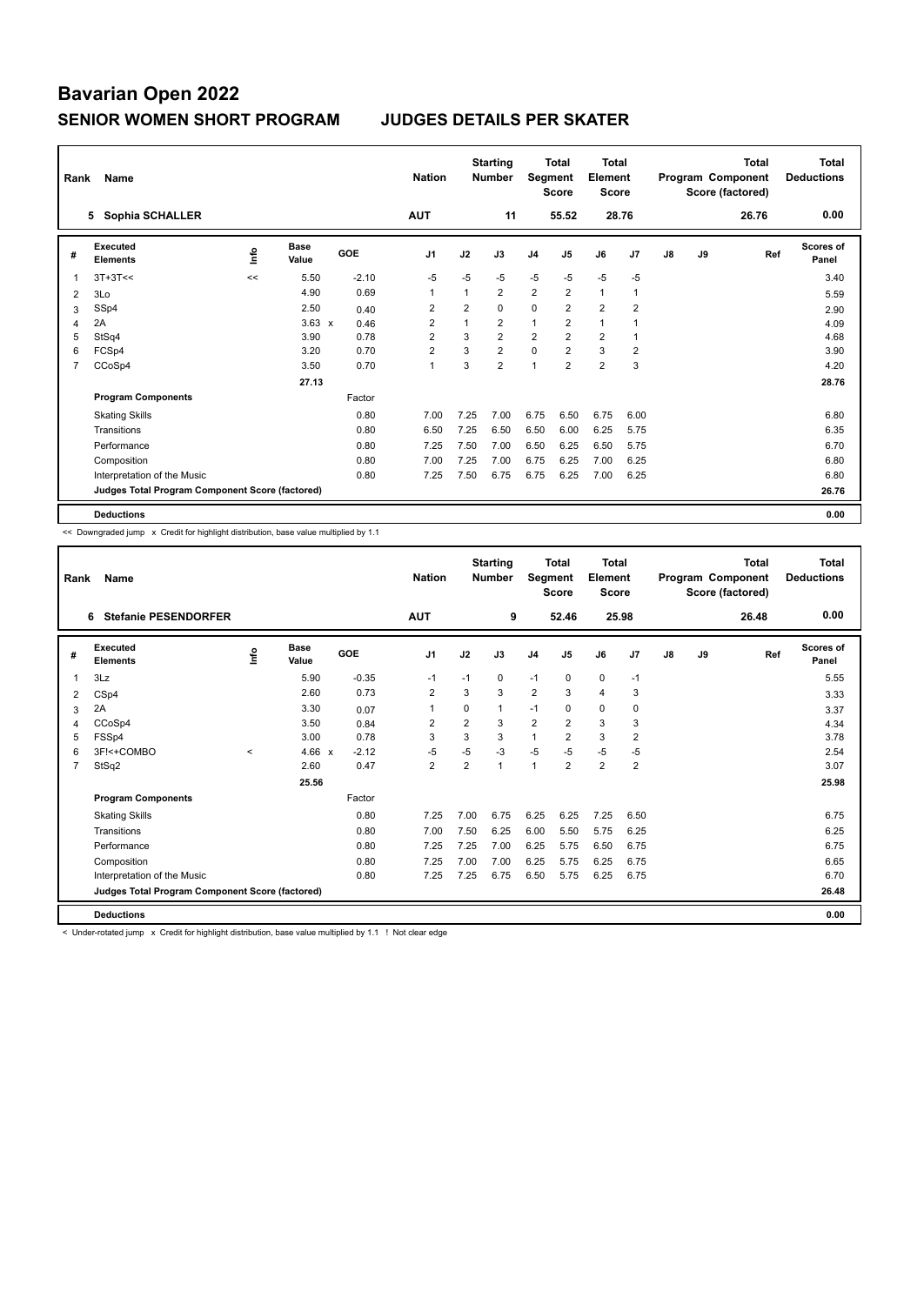# Bavarian Open 2022

## SENIOR WOMEN SHORT PROGRAM JUDGES DETAILS PER SKATER

| Rank | Name | Nation | Starting Number | Total Segment Score | Total Element Score | Total Program Component Score (factored) | Total Deductions |
|---|---|---|---|---|---|---|---|
| 5 | Sophia SCHALLER | AUT | 11 | 55.52 | 28.76 | 26.76 | 0.00 |

| # | Executed Elements | Info | Base Value | | GOE | J1 | J2 | J3 | J4 | J5 | J6 | J7 | J8 | J9 | Ref | Scores of Panel |
|---|---|---|---|---|---|---|---|---|---|---|---|---|---|---|---|---|
| 1 | 3T+3T<< | << | 5.50 | | -2.10 | -5 | -5 | -5 | -5 | -5 | -5 | -5 | | | | 3.40 |
| 2 | 3Lo | | 4.90 | | 0.69 | 1 | 1 | 2 | 2 | 2 | 1 | 1 | | | | 5.59 |
| 3 | SSp4 | | 2.50 | | 0.40 | 2 | 2 | 0 | 0 | 2 | 2 | 2 | | | | 2.90 |
| 4 | 2A | | 3.63 | x | 0.46 | 2 | 1 | 2 | 1 | 2 | 1 | 1 | | | | 4.09 |
| 5 | StSq4 | | 3.90 | | 0.78 | 2 | 3 | 2 | 2 | 2 | 2 | 1 | | | | 4.68 |
| 6 | FCSp4 | | 3.20 | | 0.70 | 2 | 3 | 2 | 0 | 2 | 3 | 2 | | | | 3.90 |
| 7 | CCoSp4 | | 3.50 | | 0.70 | 1 | 3 | 2 | 1 | 2 | 2 | 3 | | | | 4.20 |
| | | | 27.13 | | | | | | | | | | | | | 28.76 |
| | **Program Components** | | | | Factor | | | | | | | | | | | |
| | Skating Skills | | | | 0.80 | 7.00 | 7.25 | 7.00 | 6.75 | 6.50 | 6.75 | 6.00 | | | | 6.80 |
| | Transitions | | | | 0.80 | 6.50 | 7.25 | 6.50 | 6.50 | 6.00 | 6.25 | 5.75 | | | | 6.35 |
| | Performance | | | | 0.80 | 7.25 | 7.50 | 7.00 | 6.50 | 6.25 | 6.50 | 5.75 | | | | 6.70 |
| | Composition | | | | 0.80 | 7.00 | 7.25 | 7.00 | 6.75 | 6.25 | 7.00 | 6.25 | | | | 6.80 |
| | Interpretation of the Music | | | | 0.80 | 7.25 | 7.50 | 6.75 | 6.75 | 6.25 | 7.00 | 6.25 | | | | 6.80 |
| | **Judges Total Program Component Score (factored)** | | | | | | | | | | | | | | | 26.76 |
| | **Deductions** | | | | | | | | | | | | | | | 0.00 |

<< Downgraded jump x Credit for highlight distribution, base value multiplied by 1.1

| Rank | Name | Nation | Starting Number | Total Segment Score | Total Element Score | Total Program Component Score (factored) | Total Deductions |
|---|---|---|---|---|---|---|---|
| 6 | Stefanie PESENDORFER | AUT | 9 | 52.46 | 25.98 | 26.48 | 0.00 |

| # | Executed Elements | Info | Base Value | | GOE | J1 | J2 | J3 | J4 | J5 | J6 | J7 | J8 | J9 | Ref | Scores of Panel |
|---|---|---|---|---|---|---|---|---|---|---|---|---|---|---|---|---|
| 1 | 3Lz | | 5.90 | | -0.35 | -1 | -1 | 0 | -1 | 0 | 0 | -1 | | | | 5.55 |
| 2 | CSp4 | | 2.60 | | 0.73 | 2 | 3 | 3 | 2 | 3 | 4 | 3 | | | | 3.33 |
| 3 | 2A | | 3.30 | | 0.07 | 1 | 0 | 1 | -1 | 0 | 0 | 0 | | | | 3.37 |
| 4 | CCoSp4 | | 3.50 | | 0.84 | 2 | 2 | 3 | 2 | 2 | 3 | 3 | | | | 4.34 |
| 5 | FSSp4 | | 3.00 | | 0.78 | 3 | 3 | 3 | 1 | 2 | 3 | 2 | | | | 3.78 |
| 6 | 3F!<+COMBO | < | 4.66 | x | -2.12 | -5 | -5 | -3 | -5 | -5 | -5 | -5 | | | | 2.54 |
| 7 | StSq2 | | 2.60 | | 0.47 | 2 | 2 | 1 | 1 | 2 | 2 | 2 | | | | 3.07 |
| | | | 25.56 | | | | | | | | | | | | | 25.98 |
| | **Program Components** | | | | Factor | | | | | | | | | | | |
| | Skating Skills | | | | 0.80 | 7.25 | 7.00 | 6.75 | 6.25 | 6.25 | 7.25 | 6.50 | | | | 6.75 |
| | Transitions | | | | 0.80 | 7.00 | 7.50 | 6.25 | 6.00 | 5.50 | 5.75 | 6.25 | | | | 6.25 |
| | Performance | | | | 0.80 | 7.25 | 7.25 | 7.00 | 6.25 | 5.75 | 6.50 | 6.75 | | | | 6.75 |
| | Composition | | | | 0.80 | 7.25 | 7.00 | 7.00 | 6.25 | 5.75 | 6.25 | 6.75 | | | | 6.65 |
| | Interpretation of the Music | | | | 0.80 | 7.25 | 7.25 | 6.75 | 6.50 | 5.75 | 6.25 | 6.75 | | | | 6.70 |
| | **Judges Total Program Component Score (factored)** | | | | | | | | | | | | | | | 26.48 |
| | **Deductions** | | | | | | | | | | | | | | | 0.00 |

< Under-rotated jump x Credit for highlight distribution, base value multiplied by 1.1 ! Not clear edge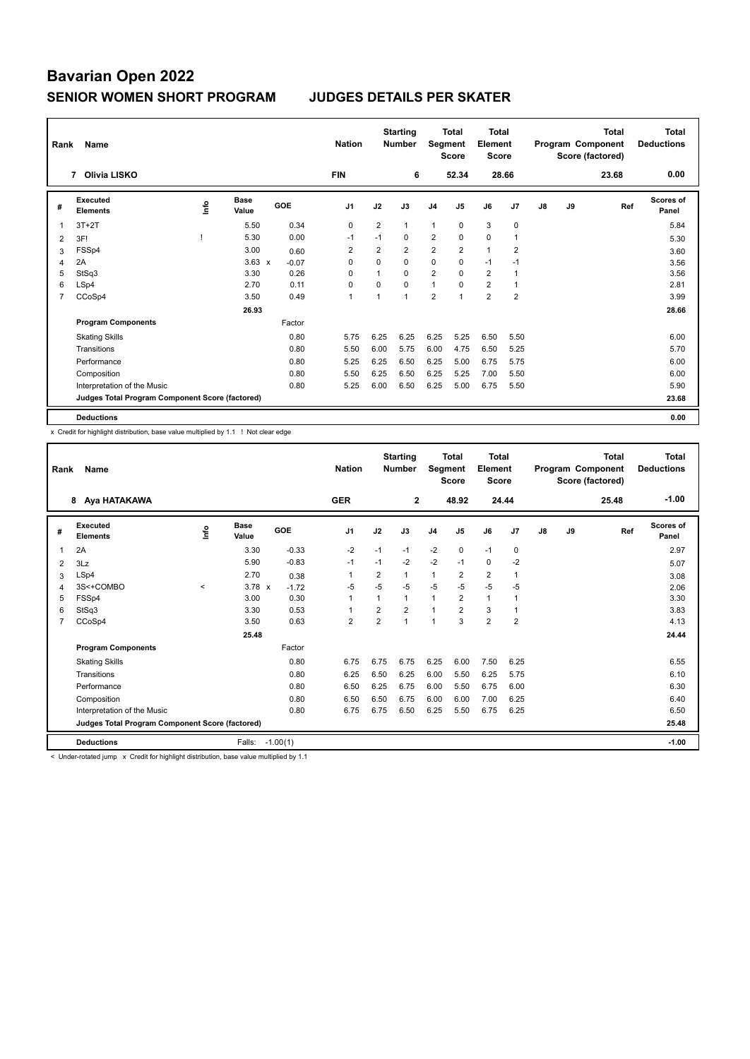# Bavarian Open 2022

## SENIOR WOMEN SHORT PROGRAM　　JUDGES DETAILS PER SKATER

| Rank | Name | Nation | Starting Number | Total Segment Score | Total Element Score | Total Program Component Score (factored) | Total Deductions |
|---|---|---|---|---|---|---|---|
| 7 | Olivia LISKO | FIN | 6 | 52.34 | 28.66 | 23.68 | 0.00 |

| # | Executed Elements | Info | Base Value | | GOE | J1 | J2 | J3 | J4 | J5 | J6 | J7 | J8 | J9 | Ref | Scores of Panel |
|---|---|---|---|---|---|---|---|---|---|---|---|---|---|---|---|---|
| 1 | 3T+2T | | 5.50 | | 0.34 | 0 | 2 | 1 | 1 | 0 | 3 | 0 | | | | 5.84 |
| 2 | 3F! | ! | 5.30 | | 0.00 | -1 | -1 | 0 | 2 | 0 | 0 | 1 | | | | 5.30 |
| 3 | FSSp4 | | 3.00 | | 0.60 | 2 | 2 | 2 | 2 | 2 | 1 | 2 | | | | 3.60 |
| 4 | 2A | | 3.63 | x | -0.07 | 0 | 0 | 0 | 0 | 0 | -1 | -1 | | | | 3.56 |
| 5 | StSq3 | | 3.30 | | 0.26 | 0 | 1 | 0 | 2 | 0 | 2 | 1 | | | | 3.56 |
| 6 | LSp4 | | 2.70 | | 0.11 | 0 | 0 | 0 | 1 | 0 | 2 | 1 | | | | 2.81 |
| 7 | CCoSp4 | | 3.50 | | 0.49 | 1 | 1 | 1 | 2 | 1 | 2 | 2 | | | | 3.99 |
| | | | 26.93 | | | | | | | | | | | | | 28.66 |
| | **Program Components** | | | | Factor | | | | | | | | | | | |
| | Skating Skills | | | | 0.80 | 5.75 | 6.25 | 6.25 | 6.25 | 5.25 | 6.50 | 5.50 | | | | 6.00 |
| | Transitions | | | | 0.80 | 5.50 | 6.00 | 5.75 | 6.00 | 4.75 | 6.50 | 5.25 | | | | 5.70 |
| | Performance | | | | 0.80 | 5.25 | 6.25 | 6.50 | 6.25 | 5.00 | 6.75 | 5.75 | | | | 6.00 |
| | Composition | | | | 0.80 | 5.50 | 6.25 | 6.50 | 6.25 | 5.25 | 7.00 | 5.50 | | | | 6.00 |
| | Interpretation of the Music | | | | 0.80 | 5.25 | 6.00 | 6.50 | 6.25 | 5.00 | 6.75 | 5.50 | | | | 5.90 |
| | **Judges Total Program Component Score (factored)** | | | | | | | | | | | | | | | 23.68 |
| | **Deductions** | | | | | | | | | | | | | | | 0.00 |

x Credit for highlight distribution, base value multiplied by 1.1　! Not clear edge

| Rank | Name | Nation | Starting Number | Total Segment Score | Total Element Score | Total Program Component Score (factored) | Total Deductions |
|---|---|---|---|---|---|---|---|
| 8 | Aya HATAKAWA | GER | 2 | 48.92 | 24.44 | 25.48 | -1.00 |

| # | Executed Elements | Info | Base Value | | GOE | J1 | J2 | J3 | J4 | J5 | J6 | J7 | J8 | J9 | Ref | Scores of Panel |
|---|---|---|---|---|---|---|---|---|---|---|---|---|---|---|---|---|
| 1 | 2A | | 3.30 | | -0.33 | -2 | -1 | -1 | -2 | 0 | -1 | 0 | | | | 2.97 |
| 2 | 3Lz | | 5.90 | | -0.83 | -1 | -1 | -2 | -2 | -1 | 0 | -2 | | | | 5.07 |
| 3 | LSp4 | | 2.70 | | 0.38 | 1 | 2 | 1 | 1 | 2 | 2 | 1 | | | | 3.08 |
| 4 | 3S<+COMBO | < | 3.78 | x | -1.72 | -5 | -5 | -5 | -5 | -5 | -5 | -5 | | | | 2.06 |
| 5 | FSSp4 | | 3.00 | | 0.30 | 1 | 1 | 1 | 1 | 2 | 1 | 1 | | | | 3.30 |
| 6 | StSq3 | | 3.30 | | 0.53 | 1 | 2 | 2 | 1 | 2 | 3 | 1 | | | | 3.83 |
| 7 | CCoSp4 | | 3.50 | | 0.63 | 2 | 2 | 1 | 1 | 3 | 2 | 2 | | | | 4.13 |
| | | | 25.48 | | | | | | | | | | | | | 24.44 |
| | **Program Components** | | | | Factor | | | | | | | | | | | |
| | Skating Skills | | | | 0.80 | 6.75 | 6.75 | 6.75 | 6.25 | 6.00 | 7.50 | 6.25 | | | | 6.55 |
| | Transitions | | | | 0.80 | 6.25 | 6.50 | 6.25 | 6.00 | 5.50 | 6.25 | 5.75 | | | | 6.10 |
| | Performance | | | | 0.80 | 6.50 | 6.25 | 6.75 | 6.00 | 5.50 | 6.75 | 6.00 | | | | 6.30 |
| | Composition | | | | 0.80 | 6.50 | 6.50 | 6.75 | 6.00 | 6.00 | 7.00 | 6.25 | | | | 6.40 |
| | Interpretation of the Music | | | | 0.80 | 6.75 | 6.75 | 6.50 | 6.25 | 5.50 | 6.75 | 6.25 | | | | 6.50 |
| | **Judges Total Program Component Score (factored)** | | | | | | | | | | | | | | | 25.48 |
| | **Deductions** | | Falls: | | -1.00(1) | | | | | | | | | | | -1.00 |

< Under-rotated jump　x Credit for highlight distribution, base value multiplied by 1.1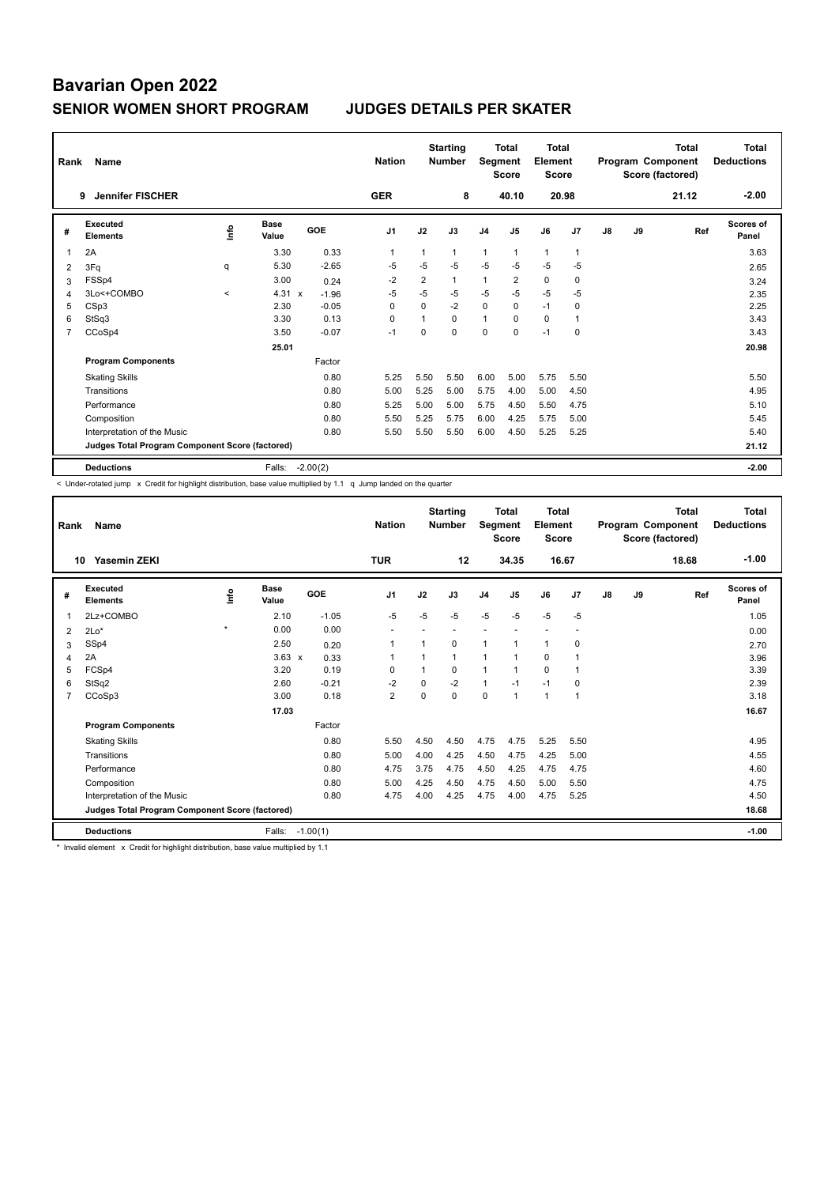# Bavarian Open 2022

## SENIOR WOMEN SHORT PROGRAM JUDGES DETAILS PER SKATER

| Rank | Name | Nation | Starting Number | Total Segment Score | Total Element Score | Total Program Component Score (factored) | Total Deductions |
|---|---|---|---|---|---|---|---|
| 9 | Jennifer FISCHER | GER | 8 | 40.10 | 20.98 | 21.12 | -2.00 |

| # | Executed Elements | Info | Base Value | | GOE | J1 | J2 | J3 | J4 | J5 | J6 | J7 | J8 | J9 | Ref | Scores of Panel |
|---|---|---|---|---|---|---|---|---|---|---|---|---|---|---|---|---|
| 1 | 2A | | 3.30 | | 0.33 | 1 | 1 | 1 | 1 | 1 | 1 | 1 | | | | 3.63 |
| 2 | 3Fq | q | 5.30 | | -2.65 | -5 | -5 | -5 | -5 | -5 | -5 | -5 | | | | 2.65 |
| 3 | FSSp4 | | 3.00 | | 0.24 | -2 | 2 | 1 | 1 | 2 | 0 | 0 | | | | 3.24 |
| 4 | 3Lo<+COMBO | < | 4.31 | x | -1.96 | -5 | -5 | -5 | -5 | -5 | -5 | -5 | | | | 2.35 |
| 5 | CSp3 | | 2.30 | | -0.05 | 0 | 0 | -2 | 0 | 0 | -1 | 0 | | | | 2.25 |
| 6 | StSq3 | | 3.30 | | 0.13 | 0 | 1 | 0 | 1 | 0 | 0 | 1 | | | | 3.43 |
| 7 | CCoSp4 | | 3.50 | | -0.07 | -1 | 0 | 0 | 0 | 0 | -1 | 0 | | | | 3.43 |
| | | | 25.01 | | | | | | | | | | | | | 20.98 |
| | **Program Components** | | | | Factor | | | | | | | | | | | |
| | Skating Skills | | | | 0.80 | 5.25 | 5.50 | 5.50 | 6.00 | 5.00 | 5.75 | 5.50 | | | | 5.50 |
| | Transitions | | | | 0.80 | 5.00 | 5.25 | 5.00 | 5.75 | 4.00 | 5.00 | 4.50 | | | | 4.95 |
| | Performance | | | | 0.80 | 5.25 | 5.00 | 5.00 | 5.75 | 4.50 | 5.50 | 4.75 | | | | 5.10 |
| | Composition | | | | 0.80 | 5.50 | 5.25 | 5.75 | 6.00 | 4.25 | 5.75 | 5.00 | | | | 5.45 |
| | Interpretation of the Music | | | | 0.80 | 5.50 | 5.50 | 5.50 | 6.00 | 4.50 | 5.25 | 5.25 | | | | 5.40 |
| | **Judges Total Program Component Score (factored)** | | | | | | | | | | | | | | | 21.12 |
| | **Deductions** | | Falls: | | -2.00(2) | | | | | | | | | | | -2.00 |

< Under-rotated jump x Credit for highlight distribution, base value multiplied by 1.1 q Jump landed on the quarter

| Rank | Name | Nation | Starting Number | Total Segment Score | Total Element Score | Total Program Component Score (factored) | Total Deductions |
|---|---|---|---|---|---|---|---|
| 10 | Yasemin ZEKI | TUR | 12 | 34.35 | 16.67 | 18.68 | -1.00 |

| # | Executed Elements | Info | Base Value | | GOE | J1 | J2 | J3 | J4 | J5 | J6 | J7 | J8 | J9 | Ref | Scores of Panel |
|---|---|---|---|---|---|---|---|---|---|---|---|---|---|---|---|---|
| 1 | 2Lz+COMBO | | 2.10 | | -1.05 | -5 | -5 | -5 | -5 | -5 | -5 | -5 | | | | 1.05 |
| 2 | 2Lo* | * | 0.00 | | 0.00 | - | - | - | - | - | - | - | | | | 0.00 |
| 3 | SSp4 | | 2.50 | | 0.20 | 1 | 1 | 0 | 1 | 1 | 1 | 0 | | | | 2.70 |
| 4 | 2A | | 3.63 | x | 0.33 | 1 | 1 | 1 | 1 | 1 | 0 | 1 | | | | 3.96 |
| 5 | FCSp4 | | 3.20 | | 0.19 | 0 | 1 | 0 | 1 | 1 | 0 | 1 | | | | 3.39 |
| 6 | StSq2 | | 2.60 | | -0.21 | -2 | 0 | -2 | 1 | -1 | -1 | 0 | | | | 2.39 |
| 7 | CCoSp3 | | 3.00 | | 0.18 | 2 | 0 | 0 | 0 | 1 | 1 | 1 | | | | 3.18 |
| | | | 17.03 | | | | | | | | | | | | | 16.67 |
| | **Program Components** | | | | Factor | | | | | | | | | | | |
| | Skating Skills | | | | 0.80 | 5.50 | 4.50 | 4.50 | 4.75 | 4.75 | 5.25 | 5.50 | | | | 4.95 |
| | Transitions | | | | 0.80 | 5.00 | 4.00 | 4.25 | 4.50 | 4.75 | 4.25 | 5.00 | | | | 4.55 |
| | Performance | | | | 0.80 | 4.75 | 3.75 | 4.75 | 4.50 | 4.25 | 4.75 | 4.75 | | | | 4.60 |
| | Composition | | | | 0.80 | 5.00 | 4.25 | 4.50 | 4.75 | 4.50 | 5.00 | 5.50 | | | | 4.75 |
| | Interpretation of the Music | | | | 0.80 | 4.75 | 4.00 | 4.25 | 4.75 | 4.00 | 4.75 | 5.25 | | | | 4.50 |
| | **Judges Total Program Component Score (factored)** | | | | | | | | | | | | | | | 18.68 |
| | **Deductions** | | Falls: | | -1.00(1) | | | | | | | | | | | -1.00 |

* Invalid element x Credit for highlight distribution, base value multiplied by 1.1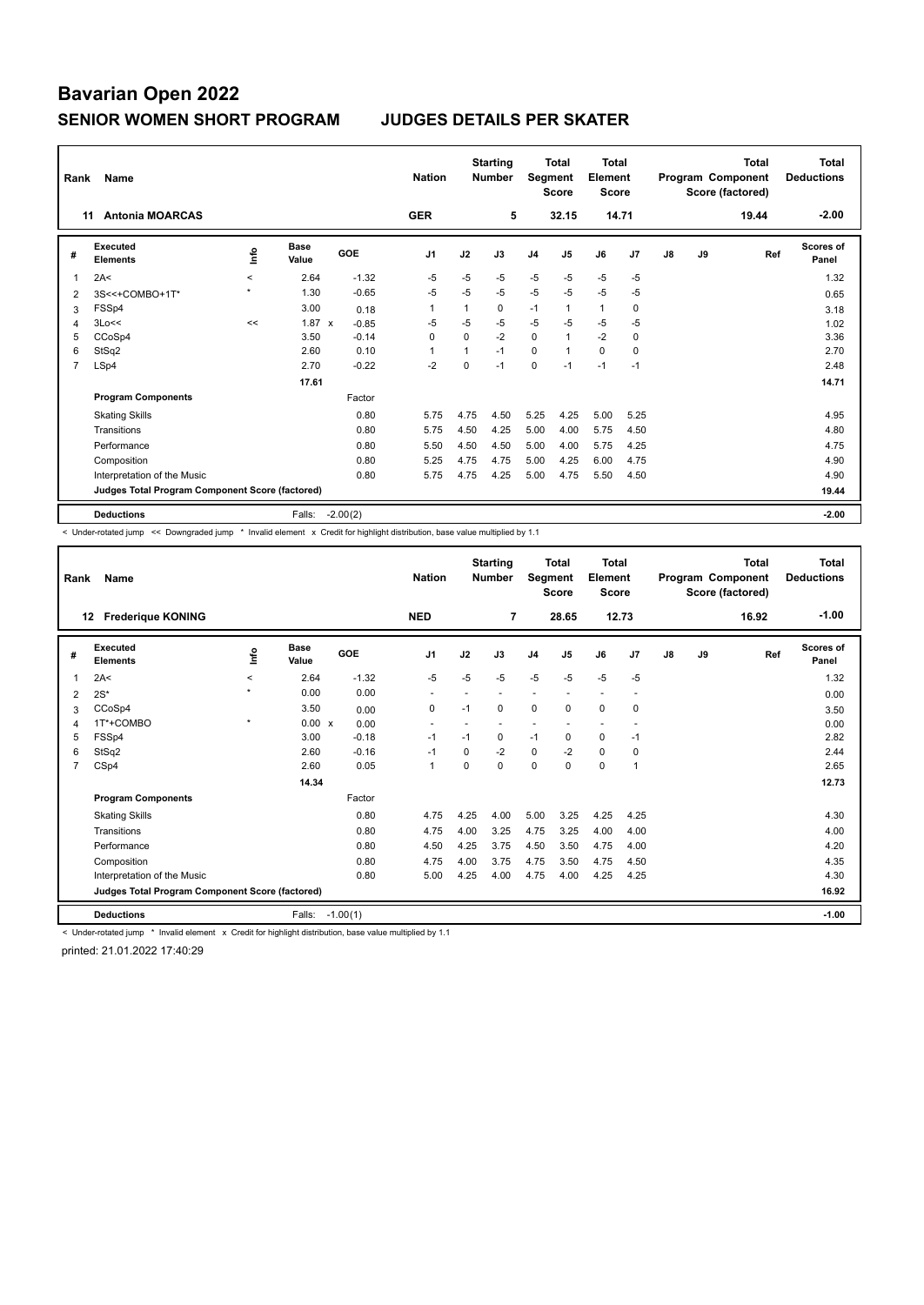# Bavarian Open 2022

## SENIOR WOMEN SHORT PROGRAM JUDGES DETAILS PER SKATER

| Rank | Name | Nation | Starting Number | Total Segment Score | Total Element Score | Total Program Component Score (factored) | Total Deductions |
|---|---|---|---|---|---|---|---|
| 11 | Antonia MOARCAS | GER | 5 | 32.15 | 14.71 | 19.44 | -2.00 |

| # | Executed Elements | Info | Base Value | | GOE | J1 | J2 | J3 | J4 | J5 | J6 | J7 | J8 | J9 | Ref | Scores of Panel |
|---|---|---|---|---|---|---|---|---|---|---|---|---|---|---|---|---|
| 1 | 2A< | < | 2.64 | | -1.32 | -5 | -5 | -5 | -5 | -5 | -5 | -5 | | | | 1.32 |
| 2 | 3S<<+COMBO+1T* | * | 1.30 | | -0.65 | -5 | -5 | -5 | -5 | -5 | -5 | -5 | | | | 0.65 |
| 3 | FSSp4 | | 3.00 | | 0.18 | 1 | 1 | 0 | -1 | 1 | 1 | 0 | | | | 3.18 |
| 4 | 3Lo<< | << | 1.87 | x | -0.85 | -5 | -5 | -5 | -5 | -5 | -5 | -5 | | | | 1.02 |
| 5 | CCoSp4 | | 3.50 | | -0.14 | 0 | 0 | -2 | 0 | 1 | -2 | 0 | | | | 3.36 |
| 6 | StSq2 | | 2.60 | | 0.10 | 1 | 1 | -1 | 0 | 1 | 0 | 0 | | | | 2.70 |
| 7 | LSp4 | | 2.70 | | -0.22 | -2 | 0 | -1 | 0 | -1 | -1 | -1 | | | | 2.48 |
| | | | 17.61 | | | | | | | | | | | | | 14.71 |
| | **Program Components** | | | | Factor | | | | | | | | | | | |
| | Skating Skills | | | | 0.80 | 5.75 | 4.75 | 4.50 | 5.25 | 4.25 | 5.00 | 5.25 | | | | 4.95 |
| | Transitions | | | | 0.80 | 5.75 | 4.50 | 4.25 | 5.00 | 4.00 | 5.75 | 4.50 | | | | 4.80 |
| | Performance | | | | 0.80 | 5.50 | 4.50 | 4.50 | 5.00 | 4.00 | 5.75 | 4.25 | | | | 4.75 |
| | Composition | | | | 0.80 | 5.25 | 4.75 | 4.75 | 5.00 | 4.25 | 6.00 | 4.75 | | | | 4.90 |
| | Interpretation of the Music | | | | 0.80 | 5.75 | 4.75 | 4.25 | 5.00 | 4.75 | 5.50 | 4.50 | | | | 4.90 |
| | **Judges Total Program Component Score (factored)** | | | | | | | | | | | | | | | 19.44 |
| | **Deductions** | | Falls: | | -2.00(2) | | | | | | | | | | | -2.00 |

< Under-rotated jump << Downgraded jump * Invalid element x Credit for highlight distribution, base value multiplied by 1.1

| Rank | Name | Nation | Starting Number | Total Segment Score | Total Element Score | Total Program Component Score (factored) | Total Deductions |
|---|---|---|---|---|---|---|---|
| 12 | Frederique KONING | NED | 7 | 28.65 | 12.73 | 16.92 | -1.00 |

| # | Executed Elements | Info | Base Value | | GOE | J1 | J2 | J3 | J4 | J5 | J6 | J7 | J8 | J9 | Ref | Scores of Panel |
|---|---|---|---|---|---|---|---|---|---|---|---|---|---|---|---|---|
| 1 | 2A< | < | 2.64 | | -1.32 | -5 | -5 | -5 | -5 | -5 | -5 | -5 | | | | 1.32 |
| 2 | 2S* | * | 0.00 | | 0.00 | - | - | - | - | - | - | - | | | | 0.00 |
| 3 | CCoSp4 | | 3.50 | | 0.00 | 0 | -1 | 0 | 0 | 0 | 0 | 0 | | | | 3.50 |
| 4 | 1T*+COMBO | * | 0.00 | x | 0.00 | - | - | - | - | - | - | - | | | | 0.00 |
| 5 | FSSp4 | | 3.00 | | -0.18 | -1 | -1 | 0 | -1 | 0 | 0 | -1 | | | | 2.82 |
| 6 | StSq2 | | 2.60 | | -0.16 | -1 | 0 | -2 | 0 | -2 | 0 | 0 | | | | 2.44 |
| 7 | CSp4 | | 2.60 | | 0.05 | 1 | 0 | 0 | 0 | 0 | 0 | 1 | | | | 2.65 |
| | | | 14.34 | | | | | | | | | | | | | 12.73 |
| | **Program Components** | | | | Factor | | | | | | | | | | | |
| | Skating Skills | | | | 0.80 | 4.75 | 4.25 | 4.00 | 5.00 | 3.25 | 4.25 | 4.25 | | | | 4.30 |
| | Transitions | | | | 0.80 | 4.75 | 4.00 | 3.25 | 4.75 | 3.25 | 4.00 | 4.00 | | | | 4.00 |
| | Performance | | | | 0.80 | 4.50 | 4.25 | 3.75 | 4.50 | 3.50 | 4.75 | 4.00 | | | | 4.20 |
| | Composition | | | | 0.80 | 4.75 | 4.00 | 3.75 | 4.75 | 3.50 | 4.75 | 4.50 | | | | 4.35 |
| | Interpretation of the Music | | | | 0.80 | 5.00 | 4.25 | 4.00 | 4.75 | 4.00 | 4.25 | 4.25 | | | | 4.30 |
| | **Judges Total Program Component Score (factored)** | | | | | | | | | | | | | | | 16.92 |
| | **Deductions** | | Falls: | | -1.00(1) | | | | | | | | | | | -1.00 |

< Under-rotated jump * Invalid element x Credit for highlight distribution, base value multiplied by 1.1

printed: 21.01.2022 17:40:29